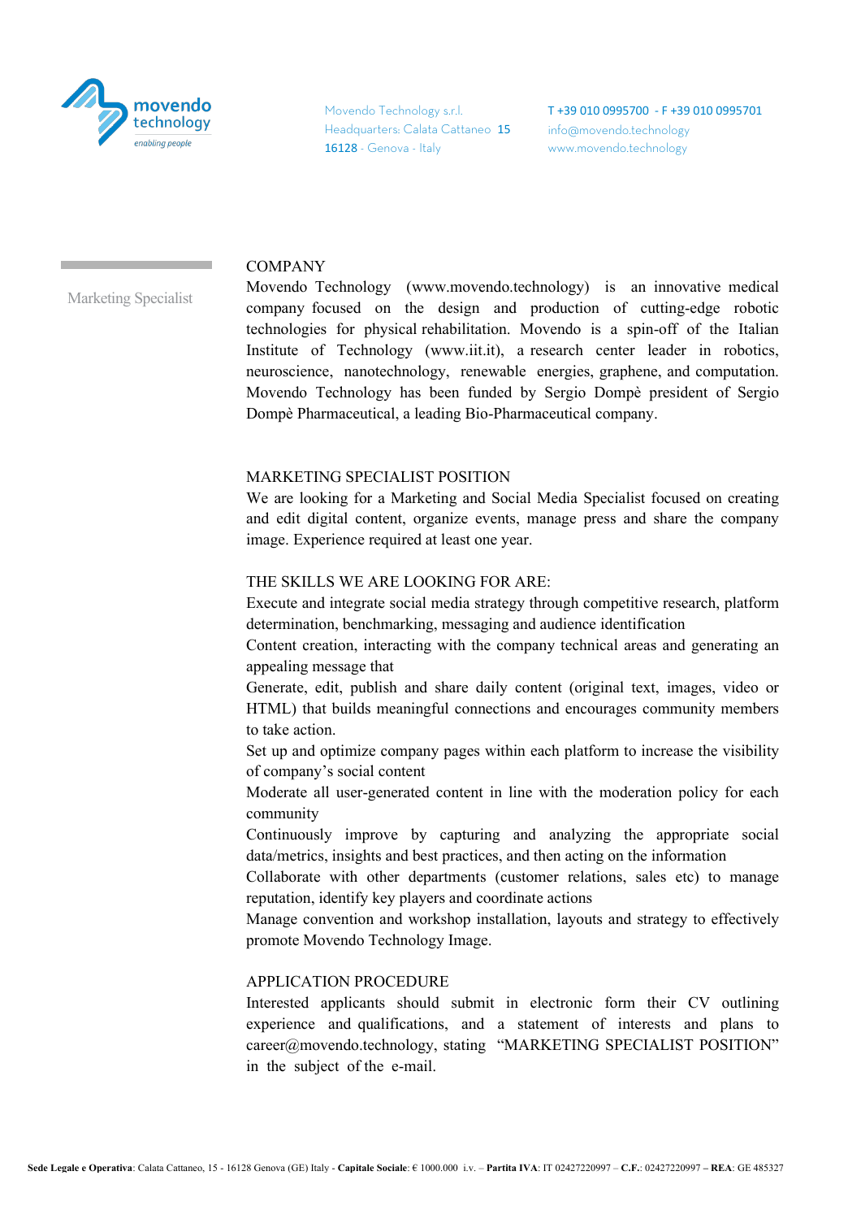movendo technology
*enabling people*

Movendo Technology s.r.l.
Headquarters: Calata Cattaneo 15
16128 - Genova - Italy

T +39 010 0995700 - F +39 010 0995701
info@movendo.technology
www.movendo.technology

Marketing Specialist

## COMPANY

Movendo Technology (www.movendo.technology) is an innovative medical company focused on the design and production of cutting-edge robotic technologies for physical rehabilitation. Movendo is a spin-off of the Italian Institute of Technology (www.iit.it), a research center leader in robotics, neuroscience, nanotechnology, renewable energies, graphene, and computation. Movendo Technology has been funded by Sergio Dompè president of Sergio Dompè Pharmaceutical, a leading Bio-Pharmaceutical company.

## MARKETING SPECIALIST POSITION

We are looking for a Marketing and Social Media Specialist focused on creating and edit digital content, organize events, manage press and share the company image. Experience required at least one year.

## THE SKILLS WE ARE LOOKING FOR ARE:

Execute and integrate social media strategy through competitive research, platform determination, benchmarking, messaging and audience identification

Content creation, interacting with the company technical areas and generating an appealing message that

Generate, edit, publish and share daily content (original text, images, video or HTML) that builds meaningful connections and encourages community members to take action.

Set up and optimize company pages within each platform to increase the visibility of company's social content

Moderate all user-generated content in line with the moderation policy for each community

Continuously improve by capturing and analyzing the appropriate social data/metrics, insights and best practices, and then acting on the information

Collaborate with other departments (customer relations, sales etc) to manage reputation, identify key players and coordinate actions

Manage convention and workshop installation, layouts and strategy to effectively promote Movendo Technology Image.

## APPLICATION PROCEDURE

Interested applicants should submit in electronic form their CV outlining experience and qualifications, and a statement of interests and plans to career@movendo.technology, stating "MARKETING SPECIALIST POSITION" in the subject of the e-mail.

**Sede Legale e Operativa**: Calata Cattaneo, 15 - 16128 Genova (GE) Italy - **Capitale Sociale**: € 1000.000 i.v. – **Partita IVA**: IT 02427220997 – **C.F.**: 02427220997 – **REA**: GE 485327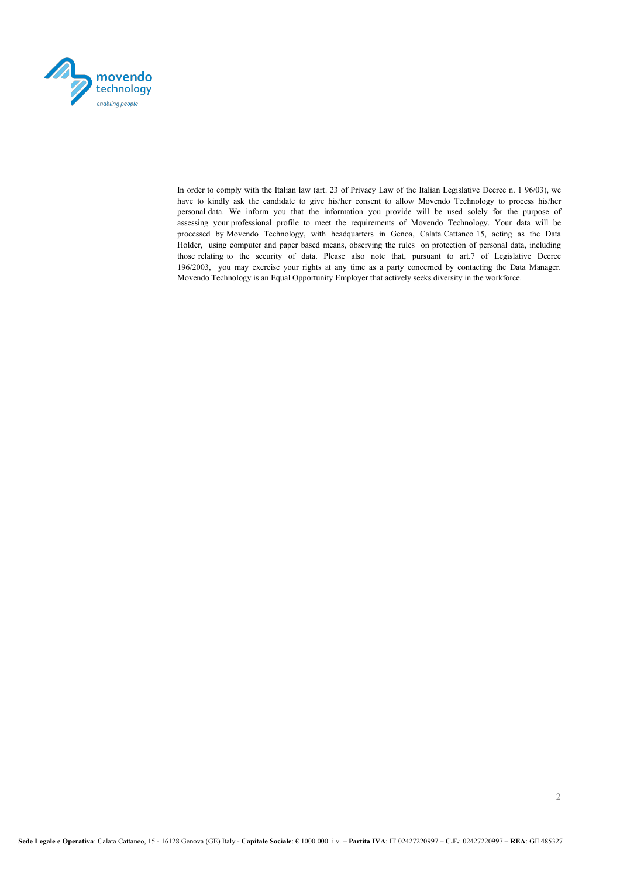In order to comply with the Italian law (art. 23 of Privacy Law of the Italian Legislative Decree n. 1 96/03), we have to kindly ask the candidate to give his/her consent to allow Movendo Technology to process his/her personal data. We inform you that the information you provide will be used solely for the purpose of assessing your professional profile to meet the requirements of Movendo Technology. Your data will be processed by Movendo Technology, with headquarters in Genoa, Calata Cattaneo 15, acting as the Data Holder, using computer and paper based means, observing the rules on protection of personal data, including those relating to the security of data. Please also note that, pursuant to art.7 of Legislative Decree 196/2003, you may exercise your rights at any time as a party concerned by contacting the Data Manager. Movendo Technology is an Equal Opportunity Employer that actively seeks diversity in the workforce.